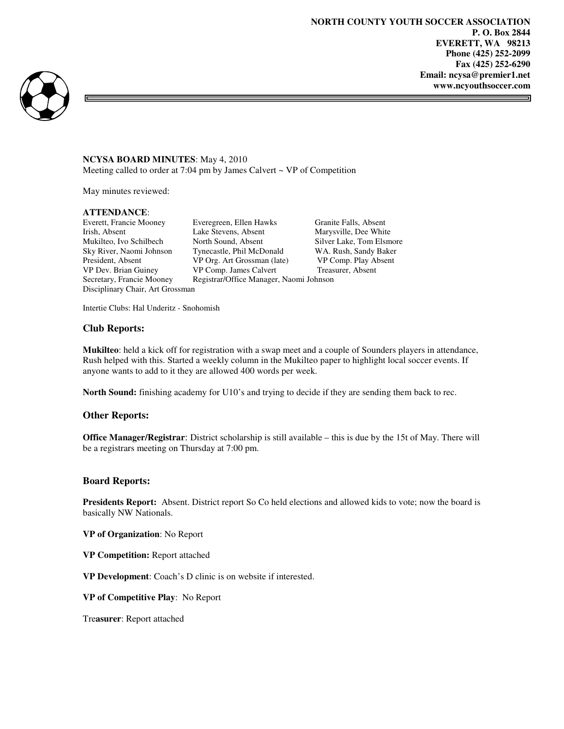**NORTH COUNTY YOUTH SOCCER ASSOCIATION**
**P. O. Box 2844**
**EVERETT, WA 98213**
**Phone (425) 252-2099**
**Fax (425) 252-6290**
**Email: ncysa@premier1.net**
**www.ncyouthsoccer.com**

**NCYSA BOARD MINUTES**: May 4, 2010
Meeting called to order at 7:04 pm by James Calvert ~ VP of Competition

May minutes reviewed:

**ATTENDANCE**:

| | | |
|---|---|---|
| Everett, Francie Mooney | Everegreen, Ellen Hawks | Granite Falls, Absent |
| Irish, Absent | Lake Stevens, Absent | Marysville, Dee White |
| Mukilteo, Ivo Schilbech | North Sound, Absent | Silver Lake, Tom Elsmore |
| Sky River, Naomi Johnson | Tynecastle, Phil McDonald | WA. Rush, Sandy Baker |
| President, Absent | VP Org. Art Grossman (late) | VP Comp. Play Absent |
| VP Dev. Brian Guiney | VP Comp. James Calvert | Treasurer, Absent |
| Secretary, Francie Mooney | Registrar/Office Manager, Naomi Johnson | |
| Disciplinary Chair, Art Grossman | | |

Intertie Clubs: Hal Underitz - Snohomish

### Club Reports:

**Mukilteo**: held a kick off for registration with a swap meet and a couple of Sounders players in attendance, Rush helped with this. Started a weekly column in the Mukilteo paper to highlight local soccer events. If anyone wants to add to it they are allowed 400 words per week.

**North Sound:** finishing academy for U10's and trying to decide if they are sending them back to rec.

### Other Reports:

**Office Manager/Registrar**: District scholarship is still available – this is due by the 15t of May. There will be a registrars meeting on Thursday at 7:00 pm.

### Board Reports:

**Presidents Report:** Absent. District report So Co held elections and allowed kids to vote; now the board is basically NW Nationals.

**VP of Organization**: No Report

**VP Competition:** Report attached

**VP Development**: Coach's D clinic is on website if interested.

**VP of Competitive Play**: No Report

Tre**asurer**: Report attached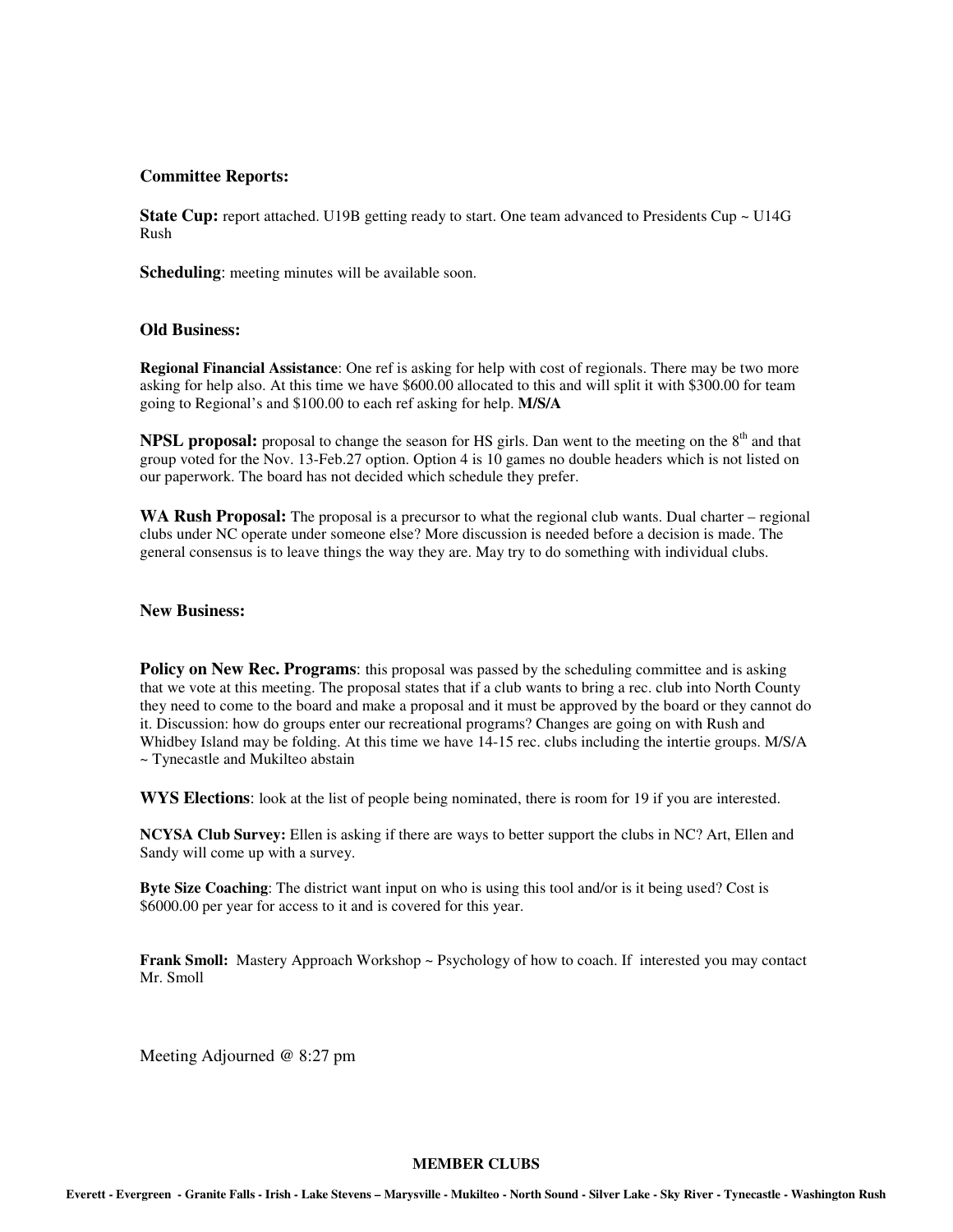### Committee Reports:

**State Cup:** report attached. U19B getting ready to start. One team advanced to Presidents Cup ~ U14G Rush

**Scheduling**: meeting minutes will be available soon.

### Old Business:

**Regional Financial Assistance**: One ref is asking for help with cost of regionals. There may be two more asking for help also. At this time we have $600.00 allocated to this and will split it with $300.00 for team going to Regional's and $100.00 to each ref asking for help. **M/S/A**

**NPSL proposal:** proposal to change the season for HS girls. Dan went to the meeting on the 8th and that group voted for the Nov. 13-Feb.27 option. Option 4 is 10 games no double headers which is not listed on our paperwork. The board has not decided which schedule they prefer.

**WA Rush Proposal:** The proposal is a precursor to what the regional club wants. Dual charter – regional clubs under NC operate under someone else? More discussion is needed before a decision is made. The general consensus is to leave things the way they are. May try to do something with individual clubs.

### New Business:

**Policy on New Rec. Programs**: this proposal was passed by the scheduling committee and is asking that we vote at this meeting. The proposal states that if a club wants to bring a rec. club into North County they need to come to the board and make a proposal and it must be approved by the board or they cannot do it. Discussion: how do groups enter our recreational programs? Changes are going on with Rush and Whidbey Island may be folding. At this time we have 14-15 rec. clubs including the intertie groups. M/S/A ~ Tynecastle and Mukilteo abstain

**WYS Elections**: look at the list of people being nominated, there is room for 19 if you are interested.

**NCYSA Club Survey:** Ellen is asking if there are ways to better support the clubs in NC? Art, Ellen and Sandy will come up with a survey.

**Byte Size Coaching**: The district want input on who is using this tool and/or is it being used? Cost is $6000.00 per year for access to it and is covered for this year.

**Frank Smoll:** Mastery Approach Workshop ~ Psychology of how to coach. If interested you may contact Mr. Smoll

Meeting Adjourned @ 8:27 pm

**MEMBER CLUBS**

**Everett - Evergreen - Granite Falls - Irish - Lake Stevens – Marysville - Mukilteo - North Sound - Silver Lake - Sky River - Tynecastle - Washington Rush**